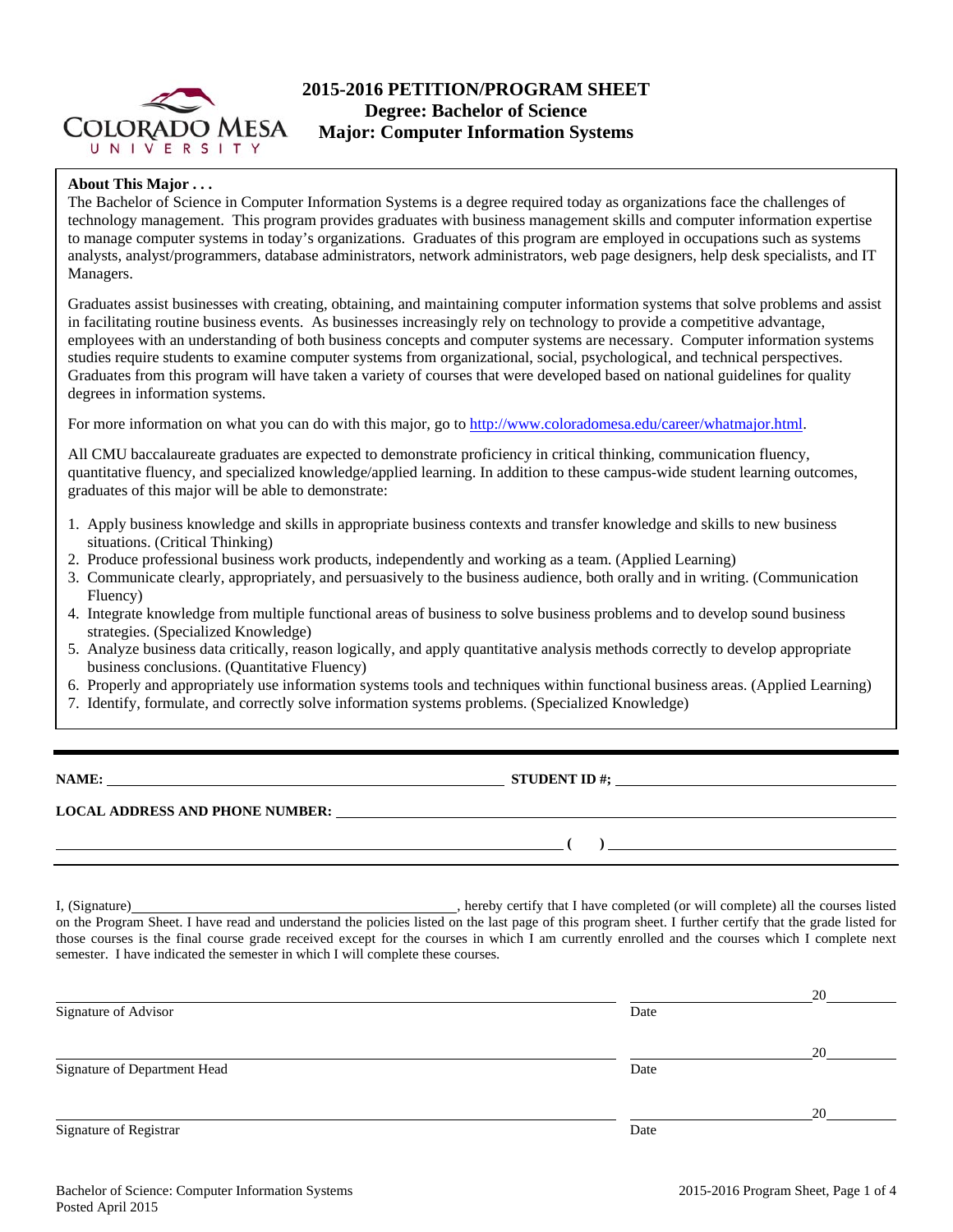# 2015-2016 PETITION/PROGRAM SHEET
## Degree: Bachelor of Science
## Major: Computer Information Systems

**About This Major . . .**

The Bachelor of Science in Computer Information Systems is a degree required today as organizations face the challenges of technology management. This program provides graduates with business management skills and computer information expertise to manage computer systems in today's organizations. Graduates of this program are employed in occupations such as systems analysts, analyst/programmers, database administrators, network administrators, web page designers, help desk specialists, and IT Managers.

Graduates assist businesses with creating, obtaining, and maintaining computer information systems that solve problems and assist in facilitating routine business events. As businesses increasingly rely on technology to provide a competitive advantage, employees with an understanding of both business concepts and computer systems are necessary. Computer information systems studies require students to examine computer systems from organizational, social, psychological, and technical perspectives. Graduates from this program will have taken a variety of courses that were developed based on national guidelines for quality degrees in information systems.

For more information on what you can do with this major, go to http://www.coloradomesa.edu/career/whatmajor.html.

All CMU baccalaureate graduates are expected to demonstrate proficiency in critical thinking, communication fluency, quantitative fluency, and specialized knowledge/applied learning. In addition to these campus-wide student learning outcomes, graduates of this major will be able to demonstrate:

1. Apply business knowledge and skills in appropriate business contexts and transfer knowledge and skills to new business situations. (Critical Thinking)
2. Produce professional business work products, independently and working as a team. (Applied Learning)
3. Communicate clearly, appropriately, and persuasively to the business audience, both orally and in writing. (Communication Fluency)
4. Integrate knowledge from multiple functional areas of business to solve business problems and to develop sound business strategies. (Specialized Knowledge)
5. Analyze business data critically, reason logically, and apply quantitative analysis methods correctly to develop appropriate business conclusions. (Quantitative Fluency)
6. Properly and appropriately use information systems tools and techniques within functional business areas. (Applied Learning)
7. Identify, formulate, and correctly solve information systems problems. (Specialized Knowledge)

---

**NAME:** ______________________________ **STUDENT ID #;** ______________________________

**LOCAL ADDRESS AND PHONE NUMBER:** ______________________________

______________________________ **( )** ______________________________

I, (Signature)______________________________, hereby certify that I have completed (or will complete) all the courses listed on the Program Sheet. I have read and understand the policies listed on the last page of this program sheet. I further certify that the grade listed for those courses is the final course grade received except for the courses in which I am currently enrolled and the courses which I complete next semester. I have indicated the semester in which I will complete these courses.

______________________________ ______________ 20______
Signature of Advisor Date

______________________________ ______________ 20______
Signature of Department Head Date

______________________________ ______________ 20______
Signature of Registrar Date

Bachelor of Science: Computer Information Systems
Posted April 2015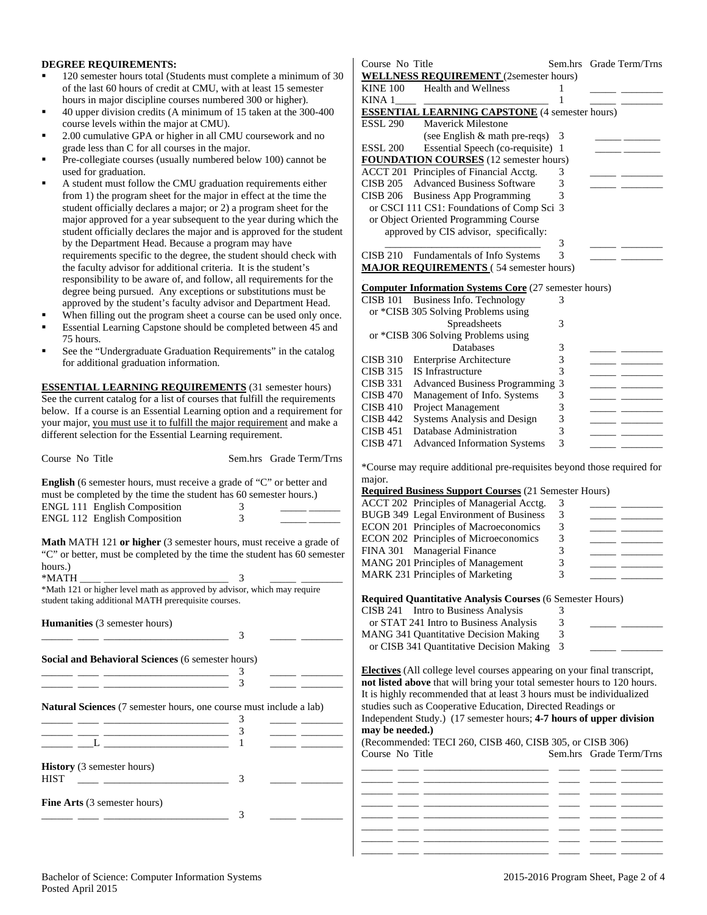**DEGREE REQUIREMENTS:**

- 120 semester hours total (Students must complete a minimum of 30 of the last 60 hours of credit at CMU, with at least 15 semester hours in major discipline courses numbered 300 or higher).
- 40 upper division credits (A minimum of 15 taken at the 300-400 course levels within the major at CMU).
- 2.00 cumulative GPA or higher in all CMU coursework and no grade less than C for all courses in the major.
- Pre-collegiate courses (usually numbered below 100) cannot be used for graduation.
- A student must follow the CMU graduation requirements either from 1) the program sheet for the major in effect at the time the student officially declares a major; or 2) a program sheet for the major approved for a year subsequent to the year during which the student officially declares the major and is approved for the student by the Department Head. Because a program may have requirements specific to the degree, the student should check with the faculty advisor for additional criteria. It is the student's responsibility to be aware of, and follow, all requirements for the degree being pursued. Any exceptions or substitutions must be approved by the student's faculty advisor and Department Head.
- When filling out the program sheet a course can be used only once.
- Essential Learning Capstone should be completed between 45 and 75 hours.
- See the "Undergraduate Graduation Requirements" in the catalog for additional graduation information.

**ESSENTIAL LEARNING REQUIREMENTS** (31 semester hours) See the current catalog for a list of courses that fulfill the requirements below. If a course is an Essential Learning option and a requirement for your major, you must use it to fulfill the major requirement and make a different selection for the Essential Learning requirement.

| Course No Title | Sem.hrs | Grade Term/Trns |
|---|---|---|

**English** (6 semester hours, must receive a grade of "C" or better and must be completed by the time the student has 60 semester hours.)

| Course No Title | Sem.hrs | Grade Term/Trns |
|---|---|---|
| ENGL 111 English Composition | 3 | _____ ______ |
| ENGL 112 English Composition | 3 | _____ ______ |

**Math** MATH 121 **or higher** (3 semester hours, must receive a grade of "C" or better, must be completed by the time the student has 60 semester hours.)

| Course No Title | Sem.hrs | Grade Term/Trns |
|---|---|---|
| *MATH ____ ________________________ | 3 | _____ ________ |

*Math 121 or higher level math as approved by advisor, which may require student taking additional MATH prerequisite courses.

**Humanities** (3 semester hours)

| Course No Title | Sem.hrs | Grade Term/Trns |
|---|---|---|
| ______ ____ ________________________ | 3 | _____ ________ |

**Social and Behavioral Sciences** (6 semester hours)

| Course No Title | Sem.hrs | Grade Term/Trns |
|---|---|---|
| ______ ____ ________________________ | 3 | _____ ________ |
| ______ ____ ________________________ | 3 | _____ ________ |

**Natural Sciences** (7 semester hours, one course must include a lab)

| Course No Title | Sem.hrs | Grade Term/Trns |
|---|---|---|
| ______ ____ ________________________ | 3 | _____ ________ |
| ______ ____ ________________________ | 3 | _____ ________ |
| ______ ___L ________________________ | 1 | _____ ________ |

**History** (3 semester hours)

| Course No Title | Sem.hrs | Grade Term/Trns |
|---|---|---|
| HIST ____ ________________________ | 3 | _____ ________ |

**Fine Arts** (3 semester hours)

| Course No Title | Sem.hrs | Grade Term/Trns |
|---|---|---|
| ______ ____ ________________________ | 3 | _____ ________ |

| Course No Title | Sem.hrs | Grade Term/Trns |
|---|---|---|
| **WELLNESS REQUIREMENT** (2semester hours) | | |
| KINE 100 Health and Wellness | 1 | _____ ________ |
| KINA 1____ ________________________ | 1 | _____ ________ |
| **ESSENTIAL LEARNING CAPSTONE** (4 semester hours) | | |
| ESSL 290 Maverick Milestone (see English & math pre-reqs) | 3 | _____ _______ |
| ESSL 200 Essential Speech (co-requisite) | 1 | _____ _______ |
| **FOUNDATION COURSES** (12 semester hours) | | |
| ACCT 201 Principles of Financial Acctg. | 3 | _____ ________ |
| CISB 205 Advanced Business Software | 3 | _____ ________ |
| CISB 206 Business App Programming | 3 | |
| or CSCI 111 CS1: Foundations of Comp Sci | 3 | |
| or Object Oriented Programming Course approved by CIS advisor, specifically: ________________________ | 3 | _____ ________ |
| CISB 210 Fundamentals of Info Systems | 3 | _____ ________ |

**MAJOR REQUIREMENTS** ( 54 semester hours)

**Computer Information Systems Core** (27 semester hours)

| Course No Title | Sem.hrs | Grade Term/Trns |
|---|---|---|
| CISB 101 Business Info. Technology | 3 | |
| or *CISB 305 Solving Problems using Spreadsheets | 3 | |
| or *CISB 306 Solving Problems using Databases | 3 | _____ ________ |
| CISB 310 Enterprise Architecture | 3 | _____ ________ |
| CISB 315 IS Infrastructure | 3 | _____ ________ |
| CISB 331 Advanced Business Programming | 3 | _____ ________ |
| CISB 470 Management of Info. Systems | 3 | _____ ________ |
| CISB 410 Project Management | 3 | _____ ________ |
| CISB 442 Systems Analysis and Design | 3 | _____ ________ |
| CISB 451 Database Administration | 3 | _____ ________ |
| CISB 471 Advanced Information Systems | 3 | _____ ________ |

*Course may require additional pre-requisites beyond those required for major.

**Required Business Support Courses** (21 Semester Hours)

| Course No Title | Sem.hrs | Grade Term/Trns |
|---|---|---|
| ACCT 202 Principles of Managerial Acctg. | 3 | _____ ________ |
| BUGB 349 Legal Environment of Business | 3 | _____ ________ |
| ECON 201 Principles of Macroeconomics | 3 | _____ ________ |
| ECON 202 Principles of Microeconomics | 3 | _____ ________ |
| FINA 301 Managerial Finance | 3 | _____ ________ |
| MANG 201 Principles of Management | 3 | _____ ________ |
| MARK 231 Principles of Marketing | 3 | _____ ________ |

**Required Quantitative Analysis Courses** (6 Semester Hours)

| Course No Title | Sem.hrs | Grade Term/Trns |
|---|---|---|
| CISB 241 Intro to Business Analysis | 3 | |
| or STAT 241 Intro to Business Analysis | 3 | _____ ________ |
| MANG 341 Quantitative Decision Making | 3 | |
| or CISB 341 Quantitative Decision Making | 3 | _____ ________ |

**Electives** (All college level courses appearing on your final transcript, **not listed above** that will bring your total semester hours to 120 hours. It is highly recommended that at least 3 hours must be individualized studies such as Cooperative Education, Directed Readings or Independent Study.) (17 semester hours; **4-7 hours of upper division may be needed.)**

(Recommended: TECI 260, CISB 460, CISB 305, or CISB 306)

| Course No Title | Sem.hrs | Grade Term/Trns |
|---|---|---|
| ______ ____ ________________________ | ____ | _____ ________ |
| ______ ____ ________________________ | ____ | _____ ________ |
| ______ ____ ________________________ | ____ | _____ ________ |
| ______ ____ ________________________ | ____ | _____ ________ |
| ______ ____ ________________________ | ____ | _____ ________ |
| ______ ____ ________________________ | ____ | _____ ________ |
| ______ ____ ________________________ | ____ | _____ ________ |
| ______ ____ ________________________ | ____ | _____ ________ |

Bachelor of Science: Computer Information Systems
Posted April 2015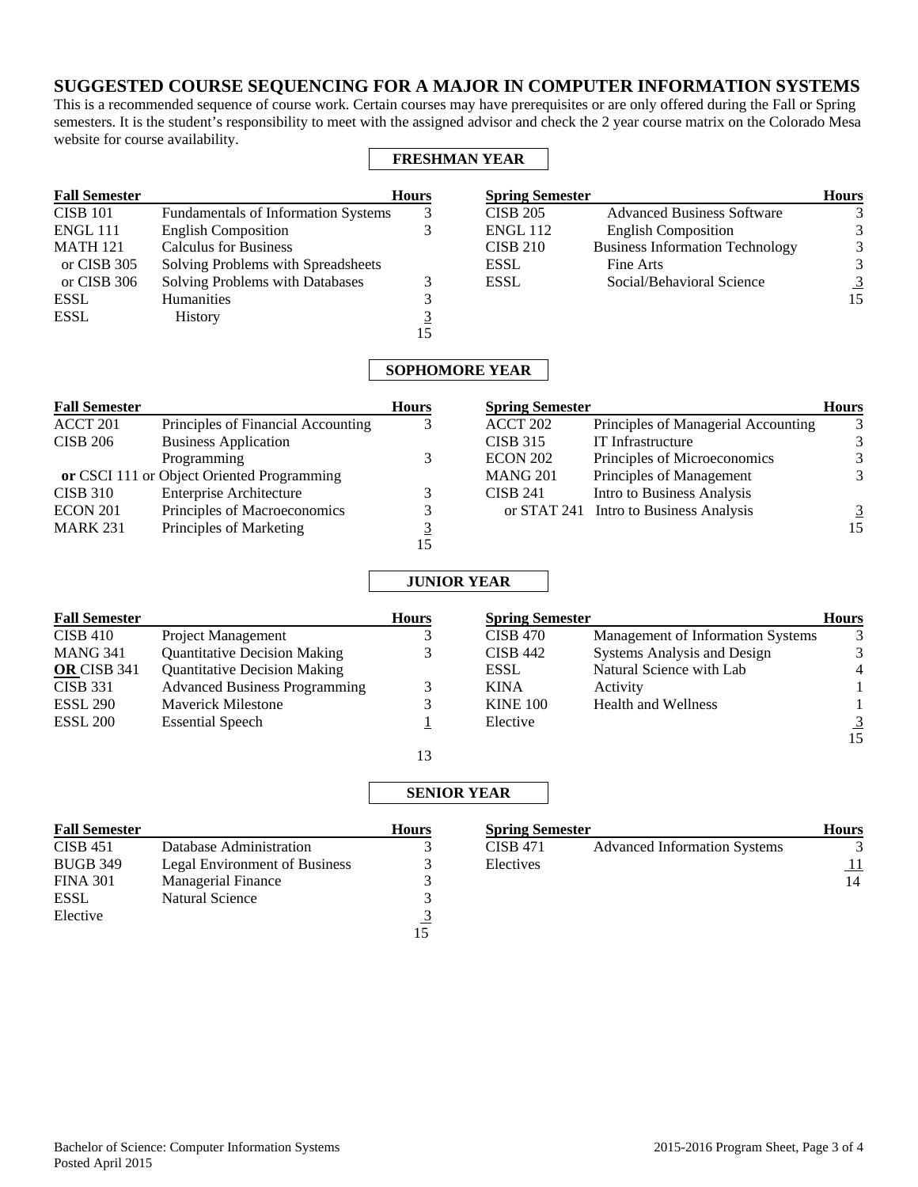## SUGGESTED COURSE SEQUENCING FOR A MAJOR IN COMPUTER INFORMATION SYSTEMS

This is a recommended sequence of course work. Certain courses may have prerequisites or are only offered during the Fall or Spring semesters. It is the student's responsibility to meet with the assigned advisor and check the 2 year course matrix on the Colorado Mesa website for course availability.

### FRESHMAN YEAR

| Fall Semester | | Hours |
|---|---|---|
| CISB 101 | Fundamentals of Information Systems | 3 |
| ENGL 111 | English Composition | 3 |
| MATH 121 | Calculus for Business | |
| or CISB 305 | Solving Problems with Spreadsheets | |
| or CISB 306 | Solving Problems with Databases | 3 |
| ESSL | Humanities | 3 |
| ESSL | History | 3 |
| | | 15 |

| Spring Semester | | Hours |
|---|---|---|
| CISB 205 | Advanced Business Software | 3 |
| ENGL 112 | English Composition | 3 |
| CISB 210 | Business Information Technology | 3 |
| ESSL | Fine Arts | 3 |
| ESSL | Social/Behavioral Science | 3 |
| | | 15 |

### SOPHOMORE YEAR

| Fall Semester | | Hours |
|---|---|---|
| ACCT 201 | Principles of Financial Accounting | 3 |
| CISB 206 | Business Application Programming | 3 |
| **or** CSCI 111 or Object Oriented Programming | | |
| CISB 310 | Enterprise Architecture | 3 |
| ECON 201 | Principles of Macroeconomics | 3 |
| MARK 231 | Principles of Marketing | 3 |
| | | 15 |

| Spring Semester | | Hours |
|---|---|---|
| ACCT 202 | Principles of Managerial Accounting | 3 |
| CISB 315 | IT Infrastructure | 3 |
| ECON 202 | Principles of Microeconomics | 3 |
| MANG 201 | Principles of Management | 3 |
| CISB 241 | Intro to Business Analysis | |
| or STAT 241 | Intro to Business Analysis | 3 |
| | | 15 |

### JUNIOR YEAR

| Fall Semester | | Hours |
|---|---|---|
| CISB 410 | Project Management | 3 |
| MANG 341 | Quantitative Decision Making | 3 |
| **OR** CISB 341 | Quantitative Decision Making | |
| CISB 331 | Advanced Business Programming | 3 |
| ESSL 290 | Maverick Milestone | 3 |
| ESSL 200 | Essential Speech | 1 |
| | | 13 |

| Spring Semester | | Hours |
|---|---|---|
| CISB 470 | Management of Information Systems | 3 |
| CISB 442 | Systems Analysis and Design | 3 |
| ESSL | Natural Science with Lab | 4 |
| KINA | Activity | 1 |
| KINE 100 | Health and Wellness | 1 |
| Elective | | 3 |
| | | 15 |

### SENIOR YEAR

| Fall Semester | | Hours |
|---|---|---|
| CISB 451 | Database Administration | 3 |
| BUGB 349 | Legal Environment of Business | 3 |
| FINA 301 | Managerial Finance | 3 |
| ESSL | Natural Science | 3 |
| Elective | | 3 |
| | | 15 |

| Spring Semester | | Hours |
|---|---|---|
| CISB 471 | Advanced Information Systems | 3 |
| Electives | | 11 |
| | | 14 |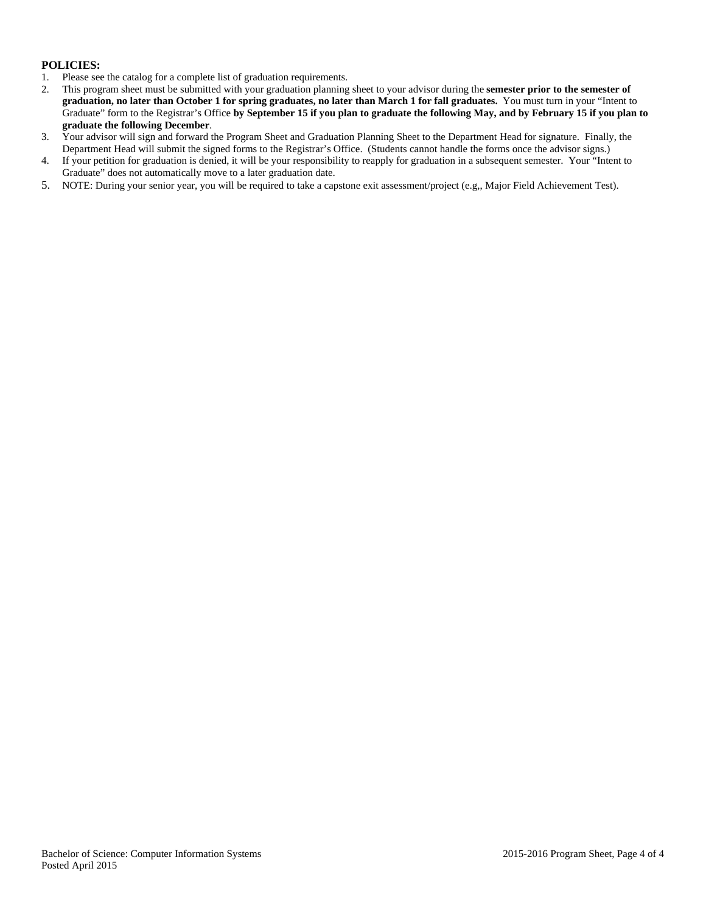**POLICIES:**

1. Please see the catalog for a complete list of graduation requirements.
2. This program sheet must be submitted with your graduation planning sheet to your advisor during the **semester prior to the semester of graduation, no later than October 1 for spring graduates, no later than March 1 for fall graduates.** You must turn in your "Intent to Graduate" form to the Registrar's Office **by September 15 if you plan to graduate the following May, and by February 15 if you plan to graduate the following December**.
3. Your advisor will sign and forward the Program Sheet and Graduation Planning Sheet to the Department Head for signature. Finally, the Department Head will submit the signed forms to the Registrar's Office. (Students cannot handle the forms once the advisor signs.)
4. If your petition for graduation is denied, it will be your responsibility to reapply for graduation in a subsequent semester. Your "Intent to Graduate" does not automatically move to a later graduation date.
5. NOTE: During your senior year, you will be required to take a capstone exit assessment/project (e.g,, Major Field Achievement Test).